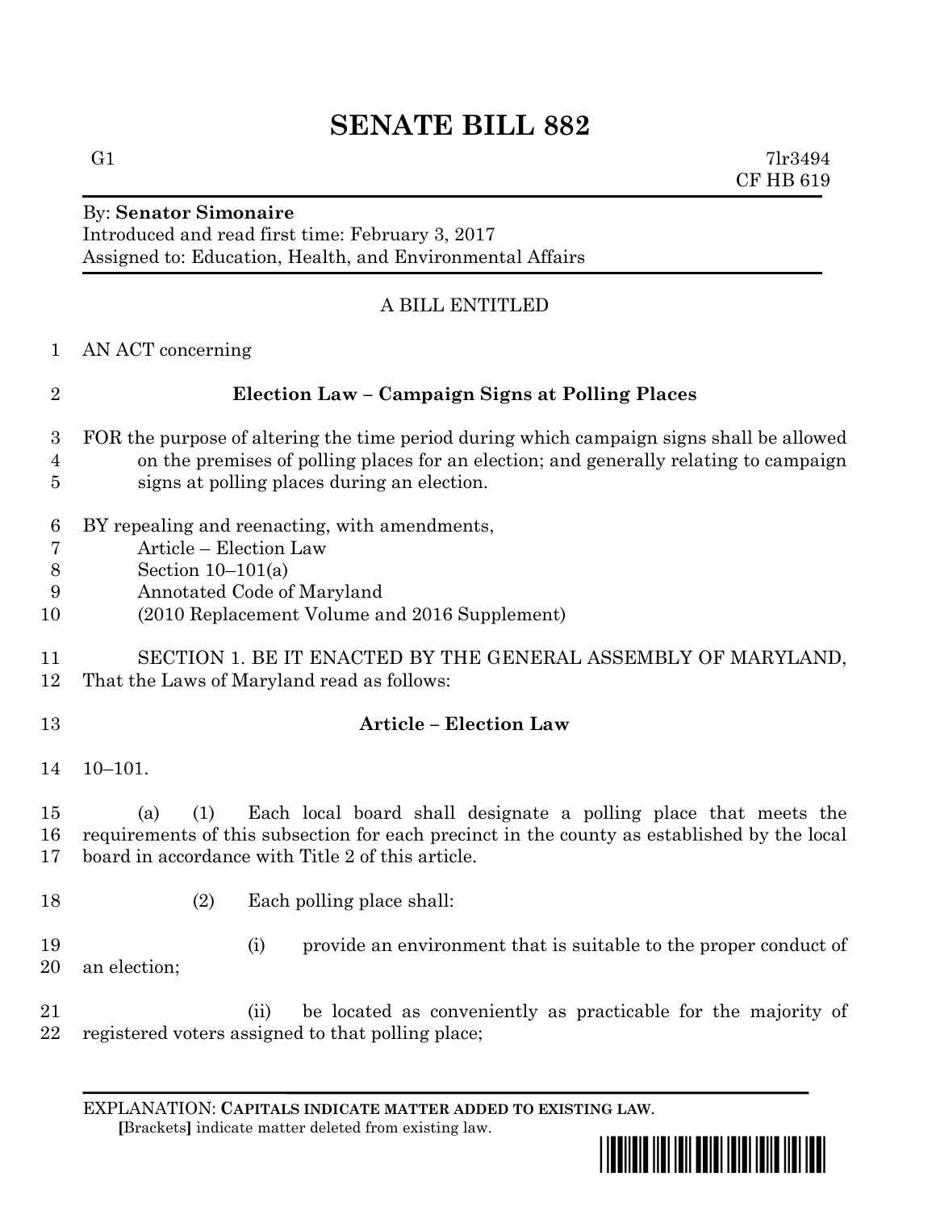# SENATE BILL 882

G1 7lr3494
CF HB 619

By: **Senator Simonaire**
Introduced and read first time: February 3, 2017
Assigned to: Education, Health, and Environmental Affairs

A BILL ENTITLED

AN ACT concerning

**Election Law – Campaign Signs at Polling Places**

FOR the purpose of altering the time period during which campaign signs shall be allowed on the premises of polling places for an election; and generally relating to campaign signs at polling places during an election.

BY repealing and reenacting, with amendments,
Article – Election Law
Section 10–101(a)
Annotated Code of Maryland
(2010 Replacement Volume and 2016 Supplement)

SECTION 1. BE IT ENACTED BY THE GENERAL ASSEMBLY OF MARYLAND, That the Laws of Maryland read as follows:

**Article – Election Law**

10–101.

(a) (1) Each local board shall designate a polling place that meets the requirements of this subsection for each precinct in the county as established by the local board in accordance with Title 2 of this article.

(2) Each polling place shall:

(i) provide an environment that is suitable to the proper conduct of an election;

(ii) be located as conveniently as practicable for the majority of registered voters assigned to that polling place;

EXPLANATION: **CAPITALS INDICATE MATTER ADDED TO EXISTING LAW.**
**[**Brackets**]** indicate matter deleted from existing law.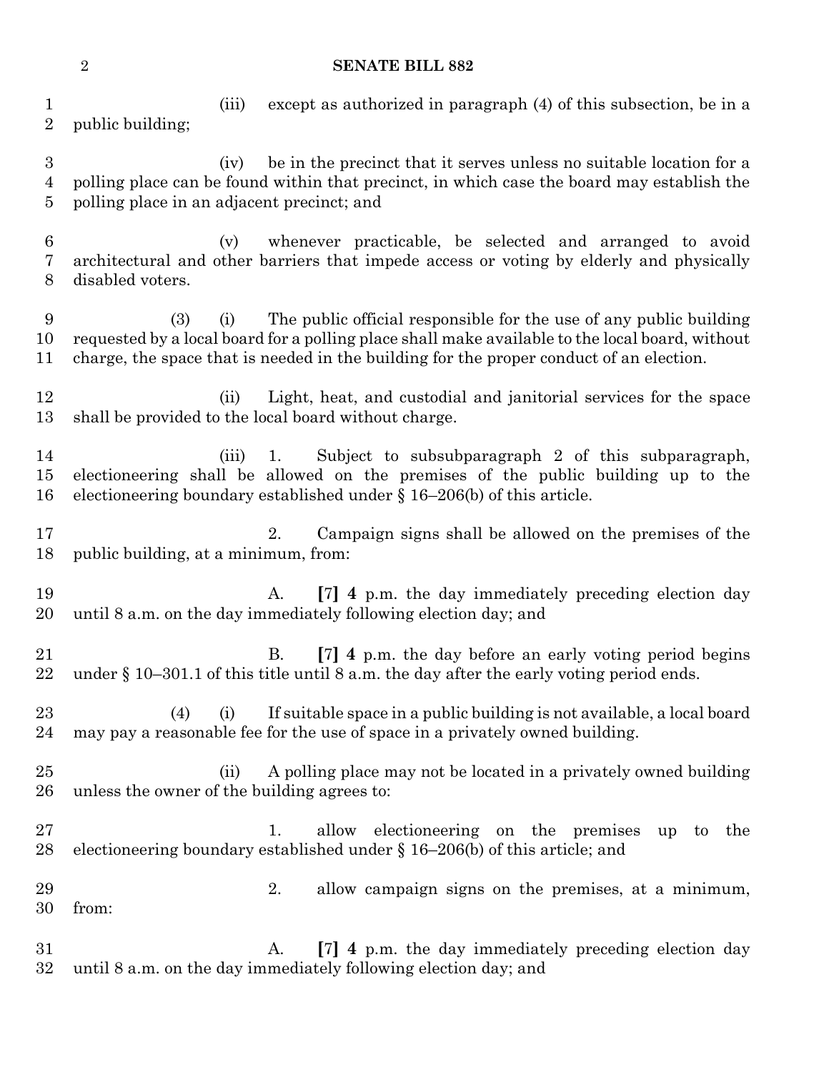(iii) except as authorized in paragraph (4) of this subsection, be in a public building;

(iv) be in the precinct that it serves unless no suitable location for a polling place can be found within that precinct, in which case the board may establish the polling place in an adjacent precinct; and

(v) whenever practicable, be selected and arranged to avoid architectural and other barriers that impede access or voting by elderly and physically disabled voters.

(3) (i) The public official responsible for the use of any public building requested by a local board for a polling place shall make available to the local board, without charge, the space that is needed in the building for the proper conduct of an election.

(ii) Light, heat, and custodial and janitorial services for the space shall be provided to the local board without charge.

(iii) 1. Subject to subsubparagraph 2 of this subparagraph, electioneering shall be allowed on the premises of the public building up to the electioneering boundary established under § 16–206(b) of this article.

2. Campaign signs shall be allowed on the premises of the public building, at a minimum, from:

A. **[**7**]** **4** p.m. the day immediately preceding election day until 8 a.m. on the day immediately following election day; and

B. **[**7**]** **4** p.m. the day before an early voting period begins under § 10–301.1 of this title until 8 a.m. the day after the early voting period ends.

(4) (i) If suitable space in a public building is not available, a local board may pay a reasonable fee for the use of space in a privately owned building.

(ii) A polling place may not be located in a privately owned building unless the owner of the building agrees to:

1. allow electioneering on the premises up to the electioneering boundary established under § 16–206(b) of this article; and

2. allow campaign signs on the premises, at a minimum, from:

A. **[**7**]** **4** p.m. the day immediately preceding election day until 8 a.m. on the day immediately following election day; and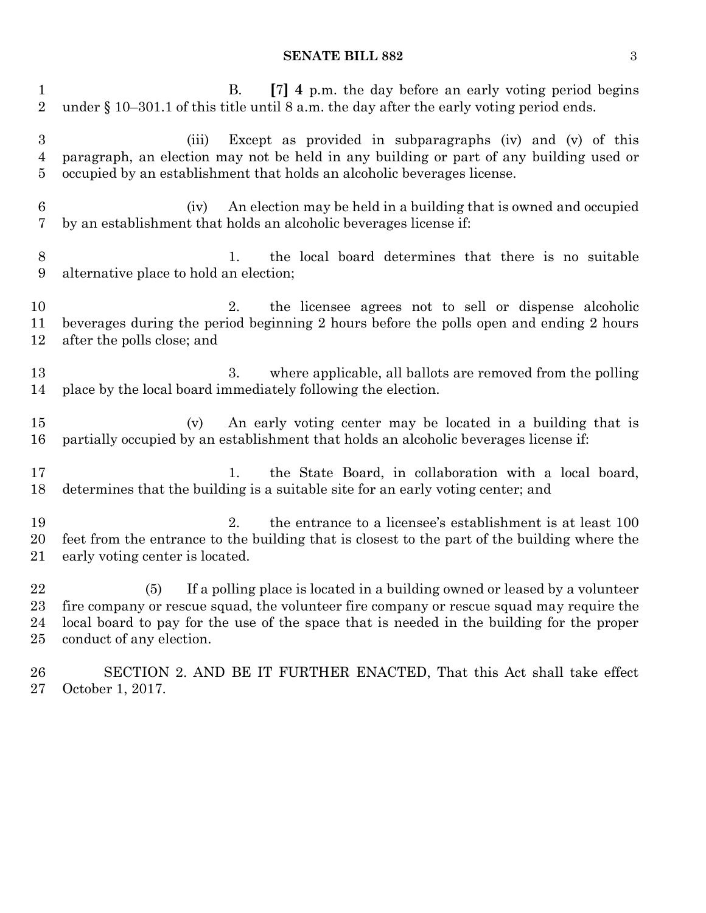B. **[**7**] 4** p.m. the day before an early voting period begins under § 10–301.1 of this title until 8 a.m. the day after the early voting period ends.

(iii) Except as provided in subparagraphs (iv) and (v) of this paragraph, an election may not be held in any building or part of any building used or occupied by an establishment that holds an alcoholic beverages license.

(iv) An election may be held in a building that is owned and occupied by an establishment that holds an alcoholic beverages license if:

1. the local board determines that there is no suitable alternative place to hold an election;

2. the licensee agrees not to sell or dispense alcoholic beverages during the period beginning 2 hours before the polls open and ending 2 hours after the polls close; and

3. where applicable, all ballots are removed from the polling place by the local board immediately following the election.

(v) An early voting center may be located in a building that is partially occupied by an establishment that holds an alcoholic beverages license if:

1. the State Board, in collaboration with a local board, determines that the building is a suitable site for an early voting center; and

2. the entrance to a licensee's establishment is at least 100 feet from the entrance to the building that is closest to the part of the building where the early voting center is located.

(5) If a polling place is located in a building owned or leased by a volunteer fire company or rescue squad, the volunteer fire company or rescue squad may require the local board to pay for the use of the space that is needed in the building for the proper conduct of any election.

SECTION 2. AND BE IT FURTHER ENACTED, That this Act shall take effect October 1, 2017.